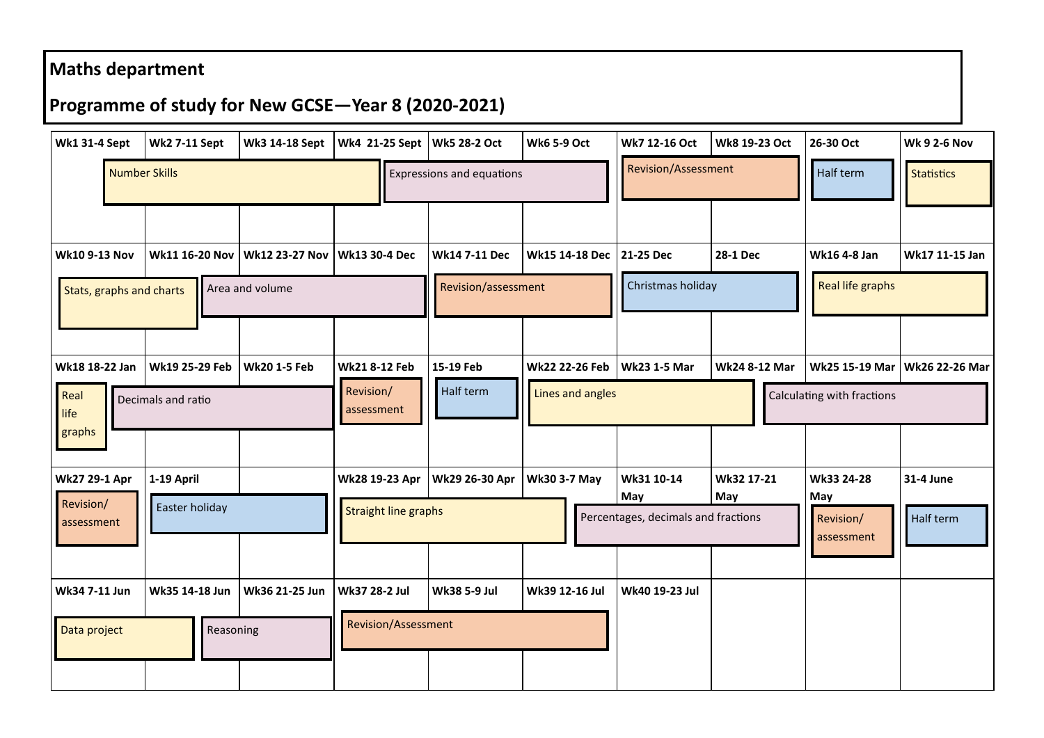# Maths department

## Programme of study for New GCSE—Year 8 (2020-2021)

| Wk1 31-4 Sept | Wk2 7-11 Sept | Wk3 14-18 Sept | Wk4 21-25 Sept | Wk5 28-2 Oct | Wk6 5-9 Oct | Wk7 12-16 Oct | Wk8 19-23 Oct | 26-30 Oct | Wk 9 2-6 Nov |
|---|---|---|---|---|---|---|---|---|---|
| | Number Skills | | | Expressions and equations | | Revision/Assessment | | Half term | Statistics |
| **Wk10 9-13 Nov** | **Wk11 16-20 Nov** | **Wk12 23-27 Nov** | **Wk13 30-4 Dec** | **Wk14 7-11 Dec** | **Wk15 14-18 Dec** | **21-25 Dec** | **28-1 Dec** | **Wk16 4-8 Jan** | **Wk17 11-15 Jan** |
| Stats, graphs and charts | | Area and volume | | Revision/assessment | | Christmas holiday | | Real life graphs | |
| **Wk18 18-22 Jan** | **Wk19 25-29 Feb** | **Wk20 1-5 Feb** | **Wk21 8-12 Feb** | **15-19 Feb** | **Wk22 22-26 Feb** | **Wk23 1-5 Mar** | **Wk24 8-12 Mar** | **Wk25 15-19 Mar** | **Wk26 22-26 Mar** |
| Real life graphs | Decimals and ratio | | Revision/ assessment | Half term | Lines and angles | | | Calculating with fractions | |
| **Wk27 29-1 Apr** | **1-19 April** | | **Wk28 19-23 Apr** | **Wk29 26-30 Apr** | **Wk30 3-7 May** | **Wk31 10-14 May** | **Wk32 17-21 May** | **Wk33 24-28 May** | **31-4 June** |
| Revision/ assessment | Easter holiday | | Straight line graphs | | Percentages, decimals and fractions | | | Revision/ assessment | Half term |
| **Wk34 7-11 Jun** | **Wk35 14-18 Jun** | **Wk36 21-25 Jun** | **Wk37 28-2 Jul** | **Wk38 5-9 Jul** | **Wk39 12-16 Jul** | **Wk40 19-23 Jul** | | | |
| Data project | Reasoning | | Revision/Assessment | | | | | | |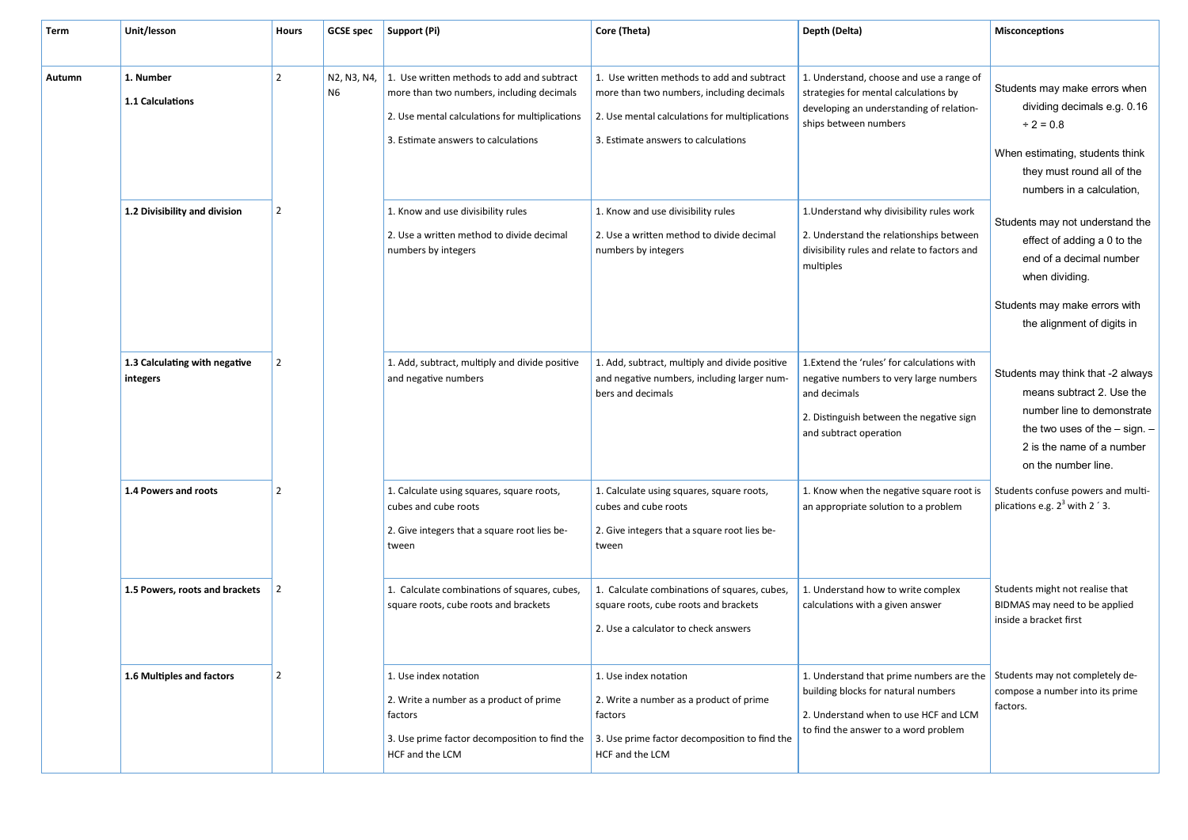| Term | Unit/lesson | Hours | GCSE spec | Support (Pi) | Core (Theta) | Depth (Delta) | Misconceptions |
|---|---|---|---|---|---|---|---|
| Autumn | **1. Number**<br><br>**1.1 Calculations** | 2 | N2, N3, N4, N6 | 1. Use written methods to add and subtract more than two numbers, including decimals<br><br>2. Use mental calculations for multiplications<br><br>3. Estimate answers to calculations | 1. Use written methods to add and subtract more than two numbers, including decimals<br><br>2. Use mental calculations for multiplications<br><br>3. Estimate answers to calculations | 1. Understand, choose and use a range of strategies for mental calculations by developing an understanding of relationships between numbers | Students may make errors when dividing decimals e.g. 0.16 ÷ 2 = 0.8<br><br>When estimating, students think they must round all of the numbers in a calculation, |
| | **1.2 Divisibility and division** | 2 | | 1. Know and use divisibility rules<br><br>2. Use a written method to divide decimal numbers by integers | 1. Know and use divisibility rules<br><br>2. Use a written method to divide decimal numbers by integers | 1.Understand why divisibility rules work<br><br>2. Understand the relationships between divisibility rules and relate to factors and multiples | Students may not understand the effect of adding a 0 to the end of a decimal number when dividing.<br><br>Students may make errors with the alignment of digits in |
| | **1.3 Calculating with negative integers** | 2 | | 1. Add, subtract, multiply and divide positive and negative numbers | 1. Add, subtract, multiply and divide positive and negative numbers, including larger numbers and decimals | 1.Extend the 'rules' for calculations with negative numbers to very large numbers and decimals<br><br>2. Distinguish between the negative sign and subtract operation | Students may think that -2 always means subtract 2. Use the number line to demonstrate the two uses of the – sign. – 2 is the name of a number on the number line. |
| | **1.4 Powers and roots** | 2 | | 1. Calculate using squares, square roots, cubes and cube roots<br><br>2. Give integers that a square root lies between | 1. Calculate using squares, square roots, cubes and cube roots<br><br>2. Give integers that a square root lies between | 1. Know when the negative square root is an appropriate solution to a problem | Students confuse powers and multiplications e.g. $2^3$ with 2 ´ 3. |
| | **1.5 Powers, roots and brackets** | 2 | | 1. Calculate combinations of squares, cubes, square roots, cube roots and brackets | 1. Calculate combinations of squares, cubes, square roots, cube roots and brackets<br><br>2. Use a calculator to check answers | 1. Understand how to write complex calculations with a given answer | Students might not realise that BIDMAS may need to be applied inside a bracket first |
| | **1.6 Multiples and factors** | 2 | | 1. Use index notation<br><br>2. Write a number as a product of prime factors<br><br>3. Use prime factor decomposition to find the HCF and the LCM | 1. Use index notation<br><br>2. Write a number as a product of prime factors<br><br>3. Use prime factor decomposition to find the HCF and the LCM | 1. Understand that prime numbers are the building blocks for natural numbers<br><br>2. Understand when to use HCF and LCM to find the answer to a word problem | Students may not completely decompose a number into its prime factors. |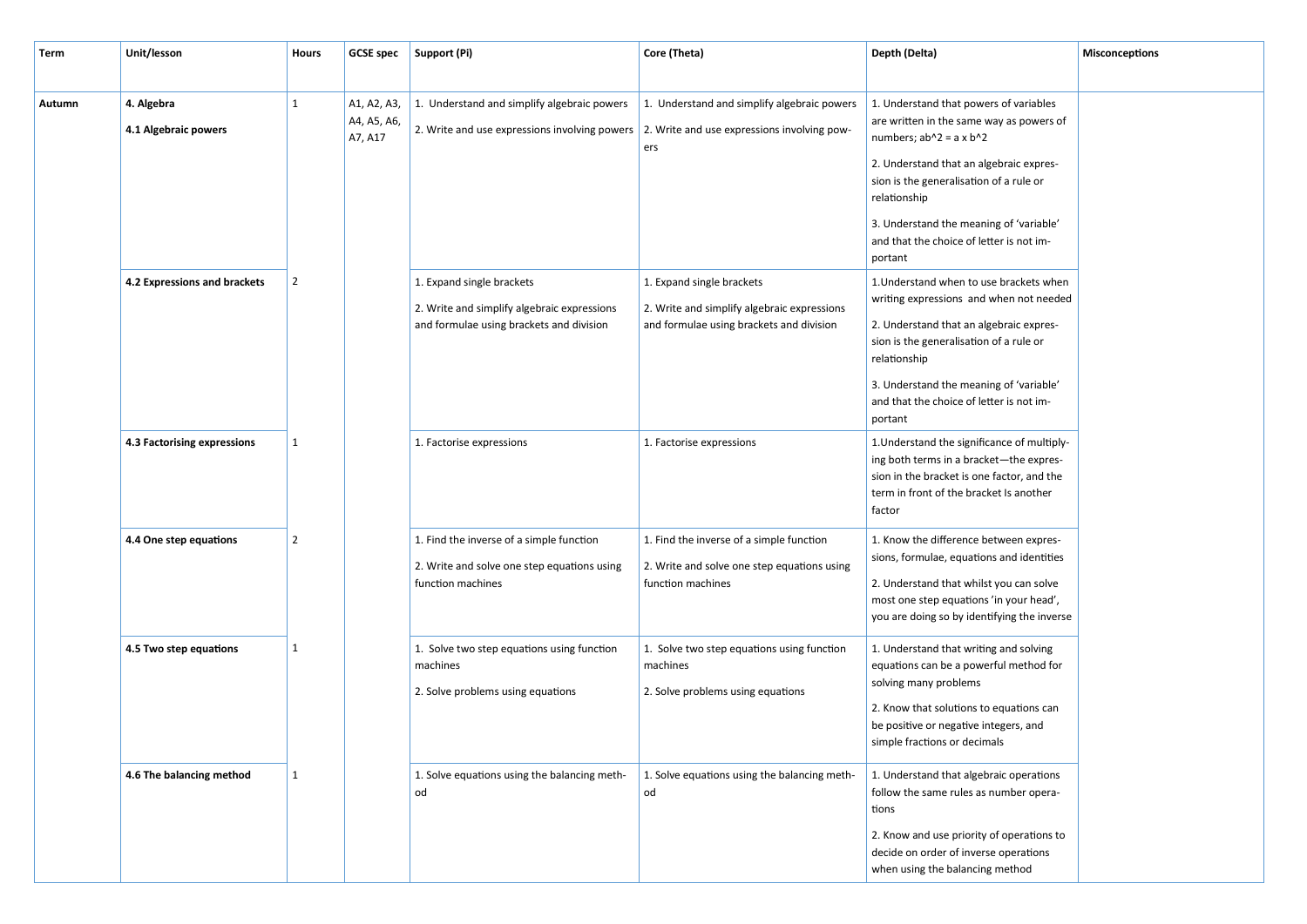| Term | Unit/lesson | Hours | GCSE spec | Support (Pi) | Core (Theta) | Depth (Delta) | Misconceptions |
|---|---|---|---|---|---|---|---|
| Autumn | **4. Algebra**<br>**4.1 Algebraic powers** | 1 | A1, A2, A3, A4, A5, A6, A7, A17 | 1. Understand and simplify algebraic powers<br>2. Write and use expressions involving powers | 1. Understand and simplify algebraic powers<br>2. Write and use expressions involving powers | 1. Understand that powers of variables are written in the same way as powers of numbers; ab^2 = a x b^2<br>2. Understand that an algebraic expression is the generalisation of a rule or relationship<br>3. Understand the meaning of 'variable' and that the choice of letter is not important | |
| | **4.2 Expressions and brackets** | 2 | | 1. Expand single brackets<br>2. Write and simplify algebraic expressions and formulae using brackets and division | 1. Expand single brackets<br>2. Write and simplify algebraic expressions and formulae using brackets and division | 1.Understand when to use brackets when writing expressions and when not needed<br>2. Understand that an algebraic expression is the generalisation of a rule or relationship<br>3. Understand the meaning of 'variable' and that the choice of letter is not important | |
| | **4.3 Factorising expressions** | 1 | | 1. Factorise expressions | 1. Factorise expressions | 1.Understand the significance of multiplying both terms in a bracket—the expression in the bracket is one factor, and the term in front of the bracket Is another factor | |
| | **4.4 One step equations** | 2 | | 1. Find the inverse of a simple function<br>2. Write and solve one step equations using function machines | 1. Find the inverse of a simple function<br>2. Write and solve one step equations using function machines | 1. Know the difference between expressions, formulae, equations and identities<br>2. Understand that whilst you can solve most one step equations 'in your head', you are doing so by identifying the inverse | |
| | **4.5 Two step equations** | 1 | | 1. Solve two step equations using function machines<br>2. Solve problems using equations | 1. Solve two step equations using function machines<br>2. Solve problems using equations | 1. Understand that writing and solving equations can be a powerful method for solving many problems<br>2. Know that solutions to equations can be positive or negative integers, and simple fractions or decimals | |
| | **4.6 The balancing method** | 1 | | 1. Solve equations using the balancing method | 1. Solve equations using the balancing method | 1. Understand that algebraic operations follow the same rules as number operations<br>2. Know and use priority of operations to decide on order of inverse operations when using the balancing method | |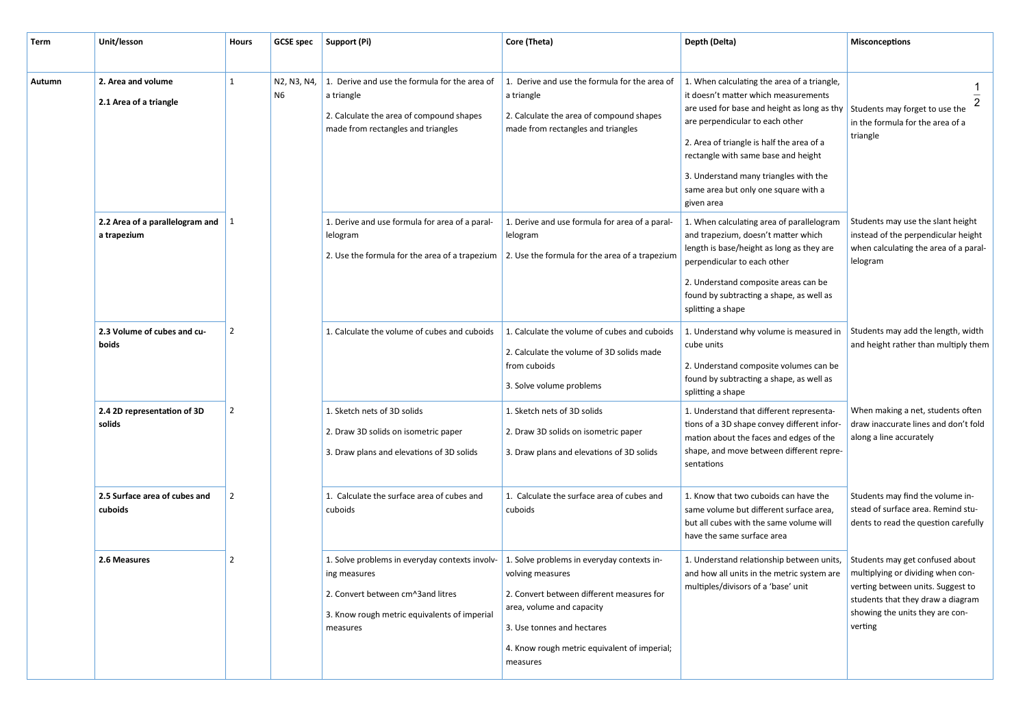| Term | Unit/lesson | Hours | GCSE spec | Support (Pi) | Core (Theta) | Depth (Delta) | Misconceptions |
|---|---|---|---|---|---|---|---|
| Autumn | **2. Area and volume**<br>**2.1 Area of a triangle** | 1 | N2, N3, N4, N6 | 1. Derive and use the formula for the area of a triangle<br>2. Calculate the area of compound shapes made from rectangles and triangles | 1. Derive and use the formula for the area of a triangle<br>2. Calculate the area of compound shapes made from rectangles and triangles | 1. When calculating the area of a triangle, it doesn't matter which measurements are used for base and height as long as thy are perpendicular to each other<br>2. Area of triangle is half the area of a rectangle with same base and height<br>3. Understand many triangles with the same area but only one square with a given area | Students may forget to use the $\frac{1}{2}$ in the formula for the area of a triangle |
| | **2.2 Area of a parallelogram and a trapezium** | 1 | | 1. Derive and use formula for area of a parallelogram<br>2. Use the formula for the area of a trapezium | 1. Derive and use formula for area of a parallelogram<br>2. Use the formula for the area of a trapezium | 1. When calculating area of parallelogram and trapezium, doesn't matter which length is base/height as long as they are perpendicular to each other<br>2. Understand composite areas can be found by subtracting a shape, as well as splitting a shape | Students may use the slant height instead of the perpendicular height when calculating the area of a parallelogram |
| | **2.3 Volume of cubes and cuboids** | 2 | | 1. Calculate the volume of cubes and cuboids | 1. Calculate the volume of cubes and cuboids<br>2. Calculate the volume of 3D solids made from cuboids<br>3. Solve volume problems | 1. Understand why volume is measured in cube units<br>2. Understand composite volumes can be found by subtracting a shape, as well as splitting a shape | Students may add the length, width and height rather than multiply them |
| | **2.4 2D representation of 3D solids** | 2 | | 1. Sketch nets of 3D solids<br>2. Draw 3D solids on isometric paper<br>3. Draw plans and elevations of 3D solids | 1. Sketch nets of 3D solids<br>2. Draw 3D solids on isometric paper<br>3. Draw plans and elevations of 3D solids | 1. Understand that different representations of a 3D shape convey different information about the faces and edges of the shape, and move between different representations | When making a net, students often draw inaccurate lines and don't fold along a line accurately |
| | **2.5 Surface area of cubes and cuboids** | 2 | | 1. Calculate the surface area of cubes and cuboids | 1. Calculate the surface area of cubes and cuboids | 1. Know that two cuboids can have the same volume but different surface area, but all cubes with the same volume will have the same surface area | Students may find the volume instead of surface area. Remind students to read the question carefully |
| | **2.6 Measures** | 2 | | 1. Solve problems in everyday contexts involving measures<br>2. Convert between cm^3and litres<br>3. Know rough metric equivalents of imperial measures | 1. Solve problems in everyday contexts involving measures<br>2. Convert between different measures for area, volume and capacity<br>3. Use tonnes and hectares<br>4. Know rough metric equivalent of imperial; measures | 1. Understand relationship between units, and how all units in the metric system are multiples/divisors of a 'base' unit | Students may get confused about multiplying or dividing when converting between units. Suggest to students that they draw a diagram showing the units they are converting |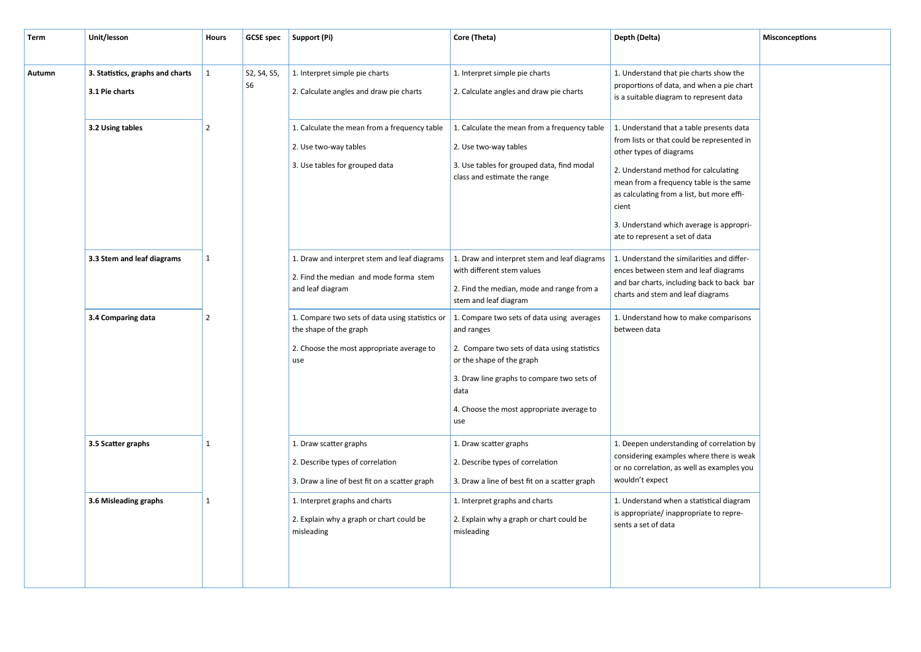| Term | Unit/lesson | Hours | GCSE spec | Support (Pi) | Core (Theta) | Depth (Delta) | Misconceptions |
|---|---|---|---|---|---|---|---|
| Autumn | **3. Statistics, graphs and charts**<br>**3.1 Pie charts** | 1 | S2, S4, S5, S6 | 1. Interpret simple pie charts<br>2. Calculate angles and draw pie charts | 1. Interpret simple pie charts<br>2. Calculate angles and draw pie charts | 1. Understand that pie charts show the proportions of data, and when a pie chart is a suitable diagram to represent data | |
| | **3.2 Using tables** | 2 | | 1. Calculate the mean from a frequency table<br>2. Use two-way tables<br>3. Use tables for grouped data | 1. Calculate the mean from a frequency table<br>2. Use two-way tables<br>3. Use tables for grouped data, find modal class and estimate the range | 1. Understand that a table presents data from lists or that could be represented in other types of diagrams<br>2. Understand method for calculating mean from a frequency table is the same as calculating from a list, but more efficient<br>3. Understand which average is appropriate to represent a set of data | |
| | **3.3 Stem and leaf diagrams** | 1 | | 1. Draw and interpret stem and leaf diagrams<br>2. Find the median and mode forma stem and leaf diagram | 1. Draw and interpret stem and leaf diagrams with different stem values<br>2. Find the median, mode and range from a stem and leaf diagram | 1. Understand the similarities and differences between stem and leaf diagrams and bar charts, including back to back bar charts and stem and leaf diagrams | |
| | **3.4 Comparing data** | 2 | | 1. Compare two sets of data using statistics or the shape of the graph<br>2. Choose the most appropriate average to use | 1. Compare two sets of data using averages and ranges<br>2. Compare two sets of data using statistics or the shape of the graph<br>3. Draw line graphs to compare two sets of data<br>4. Choose the most appropriate average to use | 1. Understand how to make comparisons between data | |
| | **3.5 Scatter graphs** | 1 | | 1. Draw scatter graphs<br>2. Describe types of correlation<br>3. Draw a line of best fit on a scatter graph | 1. Draw scatter graphs<br>2. Describe types of correlation<br>3. Draw a line of best fit on a scatter graph | 1. Deepen understanding of correlation by considering examples where there is weak or no correlation, as well as examples you wouldn't expect | |
| | **3.6 Misleading graphs** | 1 | | 1. Interpret graphs and charts<br>2. Explain why a graph or chart could be misleading | 1. Interpret graphs and charts<br>2. Explain why a graph or chart could be misleading | 1. Understand when a statistical diagram is appropriate/ inappropriate to represents a set of data | |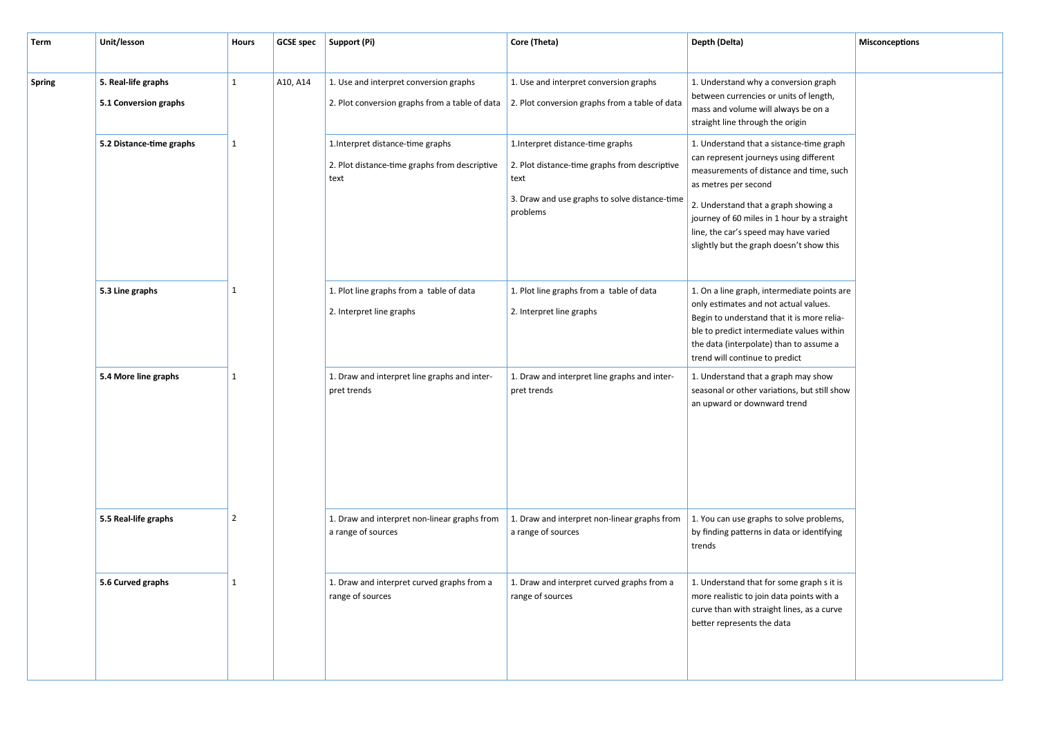| Term | Unit/lesson | Hours | GCSE spec | Support (Pi) | Core (Theta) | Depth (Delta) | Misconceptions |
|---|---|---|---|---|---|---|---|
| **Spring** | **5. Real-life graphs**<br>**5.1 Conversion graphs** | 1 | A10, A14 | 1. Use and interpret conversion graphs<br>2. Plot conversion graphs from a table of data | 1. Use and interpret conversion graphs<br>2. Plot conversion graphs from a table of data | 1. Understand why a conversion graph between currencies or units of length, mass and volume will always be on a straight line through the origin | |
| | **5.2 Distance-time graphs** | 1 | | 1.Interpret distance-time graphs<br>2. Plot distance-time graphs from descriptive text | 1.Interpret distance-time graphs<br>2. Plot distance-time graphs from descriptive text<br>3. Draw and use graphs to solve distance-time problems | 1. Understand that a sistance-time graph can represent journeys using different measurements of distance and time, such as metres per second<br>2. Understand that a graph showing a journey of 60 miles in 1 hour by a straight line, the car's speed may have varied slightly but the graph doesn't show this | |
| | **5.3 Line graphs** | 1 | | 1. Plot line graphs from a table of data<br>2. Interpret line graphs | 1. Plot line graphs from a table of data<br>2. Interpret line graphs | 1. On a line graph, intermediate points are only estimates and not actual values. Begin to understand that it is more reliable to predict intermediate values within the data (interpolate) than to assume a trend will continue to predict | |
| | **5.4 More line graphs** | 1 | | 1. Draw and interpret line graphs and interpret trends | 1. Draw and interpret line graphs and interpret trends | 1. Understand that a graph may show seasonal or other variations, but still show an upward or downward trend | |
| | **5.5 Real-life graphs** | 2 | | 1. Draw and interpret non-linear graphs from a range of sources | 1. Draw and interpret non-linear graphs from a range of sources | 1. You can use graphs to solve problems, by finding patterns in data or identifying trends | |
| | **5.6 Curved graphs** | 1 | | 1. Draw and interpret curved graphs from a range of sources | 1. Draw and interpret curved graphs from a range of sources | 1. Understand that for some graph s it is more realistic to join data points with a curve than with straight lines, as a curve better represents the data | |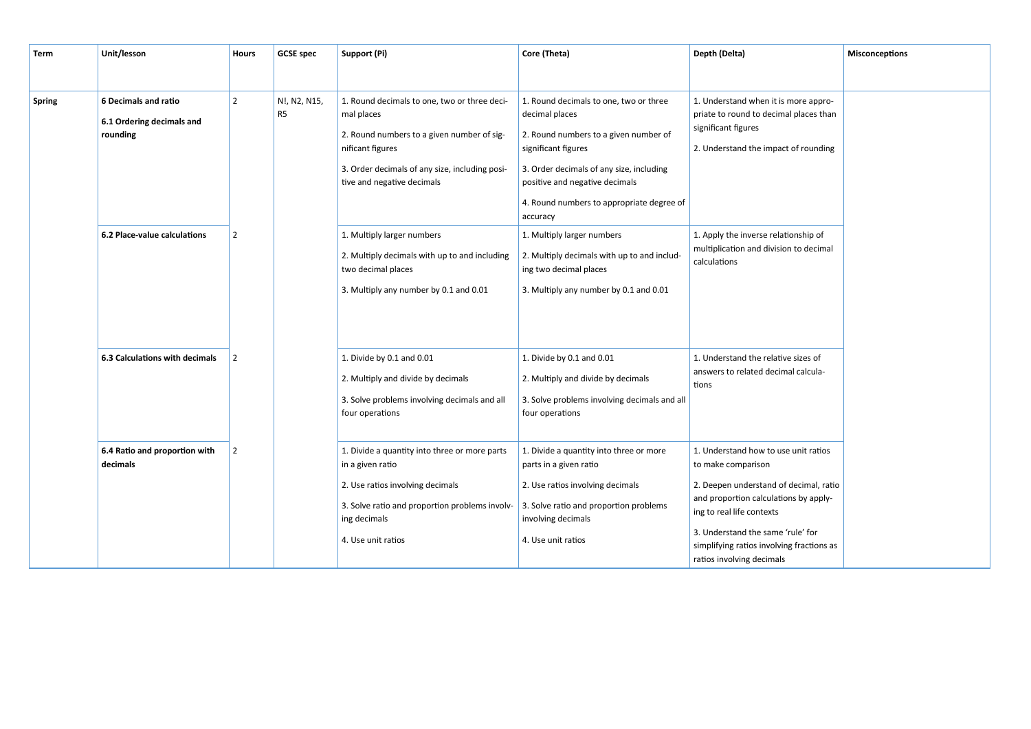| Term | Unit/lesson | Hours | GCSE spec | Support (Pi) | Core (Theta) | Depth (Delta) | Misconceptions |
|---|---|---|---|---|---|---|---|
| Spring | **6 Decimals and ratio**<br><br>**6.1 Ordering decimals and rounding** | 2 | N!, N2, N15, R5 | 1. Round decimals to one, two or three decimal places<br><br>2. Round numbers to a given number of significant figures<br><br>3. Order decimals of any size, including positive and negative decimals | 1. Round decimals to one, two or three decimal places<br><br>2. Round numbers to a given number of significant figures<br><br>3. Order decimals of any size, including positive and negative decimals<br><br>4. Round numbers to appropriate degree of accuracy | 1. Understand when it is more appropriate to round to decimal places than significant figures<br><br>2. Understand the impact of rounding | |
| | **6.2 Place-value calculations** | 2 | | 1. Multiply larger numbers<br><br>2. Multiply decimals with up to and including two decimal places<br><br>3. Multiply any number by 0.1 and 0.01 | 1. Multiply larger numbers<br><br>2. Multiply decimals with up to and including two decimal places<br><br>3. Multiply any number by 0.1 and 0.01 | 1. Apply the inverse relationship of multiplication and division to decimal calculations | |
| | **6.3 Calculations with decimals** | 2 | | 1. Divide by 0.1 and 0.01<br><br>2. Multiply and divide by decimals<br><br>3. Solve problems involving decimals and all four operations | 1. Divide by 0.1 and 0.01<br><br>2. Multiply and divide by decimals<br><br>3. Solve problems involving decimals and all four operations | 1. Understand the relative sizes of answers to related decimal calculations | |
| | **6.4 Ratio and proportion with decimals** | 2 | | 1. Divide a quantity into three or more parts in a given ratio<br><br>2. Use ratios involving decimals<br><br>3. Solve ratio and proportion problems involving decimals<br><br>4. Use unit ratios | 1. Divide a quantity into three or more parts in a given ratio<br><br>2. Use ratios involving decimals<br><br>3. Solve ratio and proportion problems involving decimals<br><br>4. Use unit ratios | 1. Understand how to use unit ratios to make comparison<br><br>2. Deepen understand of decimal, ratio and proportion calculations by applying to real life contexts<br><br>3. Understand the same 'rule' for simplifying ratios involving fractions as ratios involving decimals | |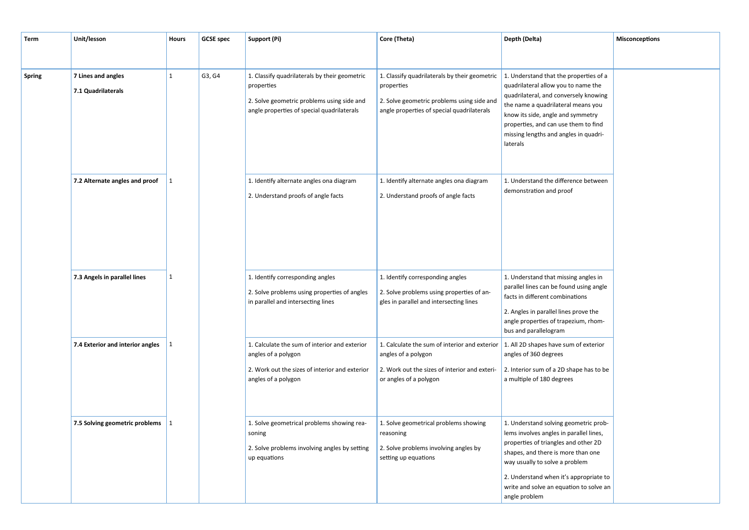| Term | Unit/lesson | Hours | GCSE spec | Support (Pi) | Core (Theta) | Depth (Delta) | Misconceptions |
|---|---|---|---|---|---|---|---|
| **Spring** | **7 Lines and angles**<br>**7.1 Quadrilaterals** | 1 | G3, G4 | 1. Classify quadrilaterals by their geometric properties<br>2. Solve geometric problems using side and angle properties of special quadrilaterals | 1. Classify quadrilaterals by their geometric properties<br>2. Solve geometric problems using side and angle properties of special quadrilaterals | 1. Understand that the properties of a quadrilateral allow you to name the quadrilateral, and conversely knowing the name a quadrilateral means you know its side, angle and symmetry properties, and can use them to find missing lengths and angles in quadrilaterals | |
| | **7.2 Alternate angles and proof** | 1 | | 1. Identify alternate angles ona diagram<br>2. Understand proofs of angle facts | 1. Identify alternate angles ona diagram<br>2. Understand proofs of angle facts | 1. Understand the difference between demonstration and proof | |
| | **7.3 Angels in parallel lines** | 1 | | 1. Identify corresponding angles<br>2. Solve problems using properties of angles in parallel and intersecting lines | 1. Identify corresponding angles<br>2. Solve problems using properties of angles in parallel and intersecting lines | 1. Understand that missing angles in parallel lines can be found using angle facts in different combinations<br>2. Angles in parallel lines prove the angle properties of trapezium, rhombus and parallelogram | |
| | **7.4 Exterior and interior angles** | 1 | | 1. Calculate the sum of interior and exterior angles of a polygon<br>2. Work out the sizes of interior and exterior angles of a polygon | 1. Calculate the sum of interior and exterior angles of a polygon<br>2. Work out the sizes of interior and exterior angles of a polygon | 1. All 2D shapes have sum of exterior angles of 360 degrees<br>2. Interior sum of a 2D shape has to be a multiple of 180 degrees | |
| | **7.5 Solving geometric problems** | 1 | | 1. Solve geometrical problems showing reasoning<br>2. Solve problems involving angles by setting up equations | 1. Solve geometrical problems showing reasoning<br>2. Solve problems involving angles by setting up equations | 1. Understand solving geometric problems involves angles in parallel lines, properties of triangles and other 2D shapes, and there is more than one way usually to solve a problem<br>2. Understand when it's appropriate to write and solve an equation to solve an angle problem | |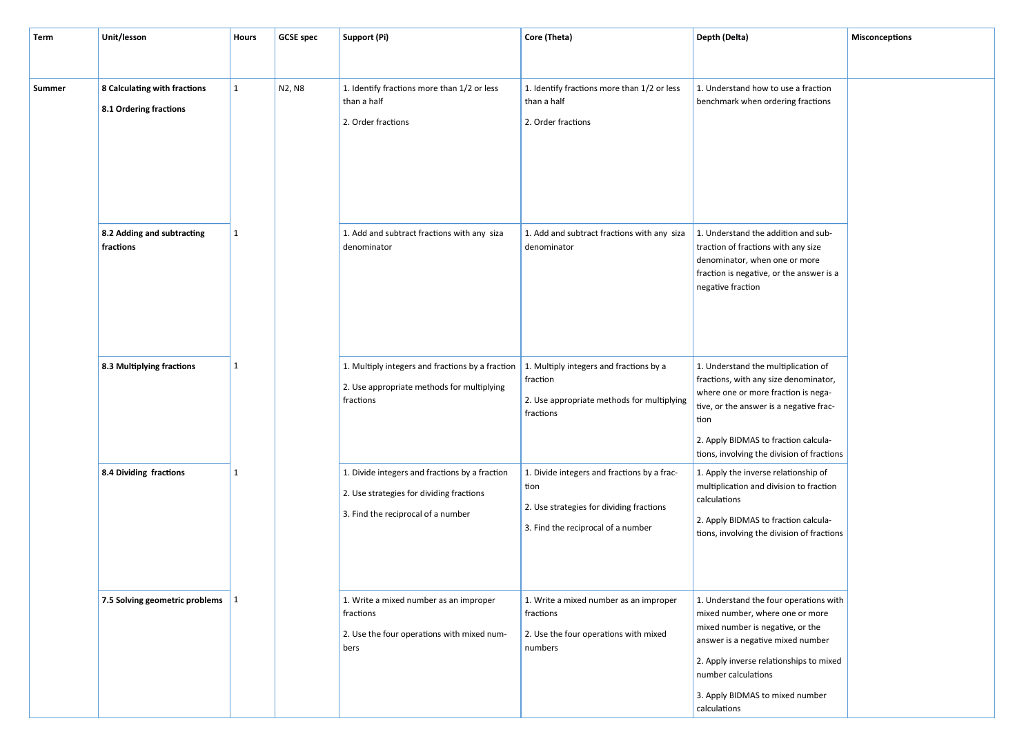| Term | Unit/lesson | Hours | GCSE spec | Support (Pi) | Core (Theta) | Depth (Delta) | Misconceptions |
|---|---|---|---|---|---|---|---|
| Summer | **8 Calculating with fractions**<br>**8.1 Ordering fractions** | 1 | N2, N8 | 1. Identify fractions more than 1/2 or less than a half<br>2. Order fractions | 1. Identify fractions more than 1/2 or less than a half<br>2. Order fractions | 1. Understand how to use a fraction benchmark when ordering fractions | |
| | **8.2 Adding and subtracting fractions** | 1 | | 1. Add and subtract fractions with any siza denominator | 1. Add and subtract fractions with any siza denominator | 1. Understand the addition and subtraction of fractions with any size denominator, when one or more fraction is negative, or the answer is a negative fraction | |
| | **8.3 Multiplying fractions** | 1 | | 1. Multiply integers and fractions by a fraction<br>2. Use appropriate methods for multiplying fractions | 1. Multiply integers and fractions by a fraction<br>2. Use appropriate methods for multiplying fractions | 1. Understand the multiplication of fractions, with any size denominator, where one or more fraction is negative, or the answer is a negative fraction<br>2. Apply BIDMAS to fraction calculations, involving the division of fractions | |
| | **8.4 Dividing fractions** | 1 | | 1. Divide integers and fractions by a fraction<br>2. Use strategies for dividing fractions<br>3. Find the reciprocal of a number | 1. Divide integers and fractions by a fraction<br>2. Use strategies for dividing fractions<br>3. Find the reciprocal of a number | 1. Apply the inverse relationship of multiplication and division to fraction calculations<br>2. Apply BIDMAS to fraction calculations, involving the division of fractions | |
| | **7.5 Solving geometric problems** | 1 | | 1. Write a mixed number as an improper fractions<br>2. Use the four operations with mixed numbers | 1. Write a mixed number as an improper fractions<br>2. Use the four operations with mixed numbers | 1. Understand the four operations with mixed number, where one or more mixed number is negative, or the answer is a negative mixed number<br>2. Apply inverse relationships to mixed number calculations<br>3. Apply BIDMAS to mixed number calculations | |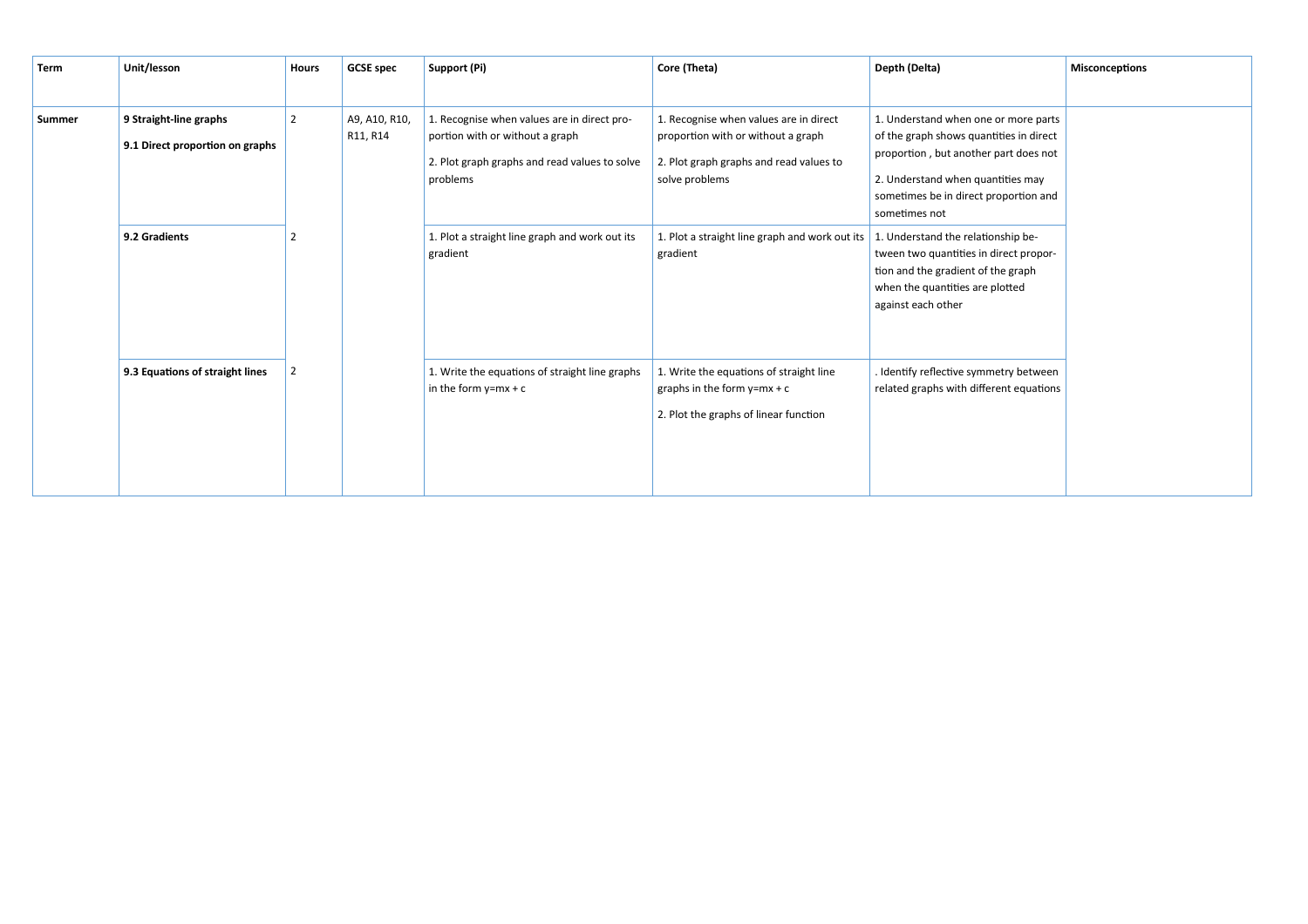| Term | Unit/lesson | Hours | GCSE spec | Support (Pi) | Core (Theta) | Depth (Delta) | Misconceptions |
|---|---|---|---|---|---|---|---|
| Summer | **9 Straight-line graphs**<br>**9.1 Direct proportion on graphs** | 2 | A9, A10, R10, R11, R14 | 1. Recognise when values are in direct proportion with or without a graph<br>2. Plot graph graphs and read values to solve problems | 1. Recognise when values are in direct proportion with or without a graph<br>2. Plot graph graphs and read values to solve problems | 1. Understand when one or more parts of the graph shows quantities in direct proportion , but another part does not<br>2. Understand when quantities may sometimes be in direct proportion and sometimes not | |
| | **9.2 Gradients** | 2 | | 1. Plot a straight line graph and work out its gradient | 1. Plot a straight line graph and work out its gradient | 1. Understand the relationship between two quantities in direct proportion and the gradient of the graph when the quantities are plotted against each other | |
| | **9.3 Equations of straight lines** | 2 | | 1. Write the equations of straight line graphs in the form y=mx + c | 1. Write the equations of straight line graphs in the form y=mx + c<br>2. Plot the graphs of linear function | . Identify reflective symmetry between related graphs with different equations | |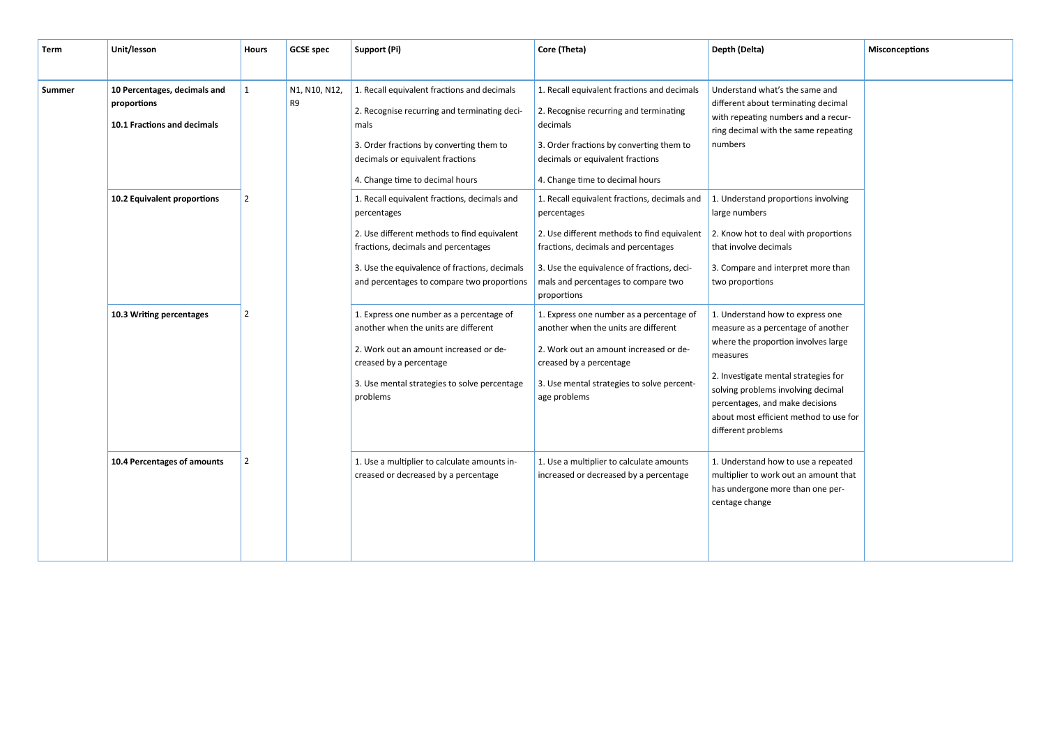| Term | Unit/lesson | Hours | GCSE spec | Support (Pi) | Core (Theta) | Depth (Delta) | Misconceptions |
|---|---|---|---|---|---|---|---|
| Summer | **10 Percentages, decimals and proportions**<br><br>**10.1 Fractions and decimals** | 1 | N1, N10, N12, R9 | 1. Recall equivalent fractions and decimals<br><br>2. Recognise recurring and terminating decimals<br><br>3. Order fractions by converting them to decimals or equivalent fractions<br><br>4. Change time to decimal hours | 1. Recall equivalent fractions and decimals<br><br>2. Recognise recurring and terminating decimals<br><br>3. Order fractions by converting them to decimals or equivalent fractions<br><br>4. Change time to decimal hours | Understand what's the same and different about terminating decimal with repeating numbers and a recurring decimal with the same repeating numbers | |
| | **10.2 Equivalent proportions** | 2 | | 1. Recall equivalent fractions, decimals and percentages<br><br>2. Use different methods to find equivalent fractions, decimals and percentages<br><br>3. Use the equivalence of fractions, decimals and percentages to compare two proportions | 1. Recall equivalent fractions, decimals and percentages<br><br>2. Use different methods to find equivalent fractions, decimals and percentages<br><br>3. Use the equivalence of fractions, decimals and percentages to compare two proportions | 1. Understand proportions involving large numbers<br><br>2. Know hot to deal with proportions that involve decimals<br><br>3. Compare and interpret more than two proportions | |
| | **10.3 Writing percentages** | 2 | | 1. Express one number as a percentage of another when the units are different<br><br>2. Work out an amount increased or decreased by a percentage<br><br>3. Use mental strategies to solve percentage problems | 1. Express one number as a percentage of another when the units are different<br><br>2. Work out an amount increased or decreased by a percentage<br><br>3. Use mental strategies to solve percentage problems | 1. Understand how to express one measure as a percentage of another where the proportion involves large measures<br><br>2. Investigate mental strategies for solving problems involving decimal percentages, and make decisions about most efficient method to use for different problems | |
| | **10.4 Percentages of amounts** | 2 | | 1. Use a multiplier to calculate amounts increased or decreased by a percentage | 1. Use a multiplier to calculate amounts increased or decreased by a percentage | 1. Understand how to use a repeated multiplier to work out an amount that has undergone more than one percentage change | |